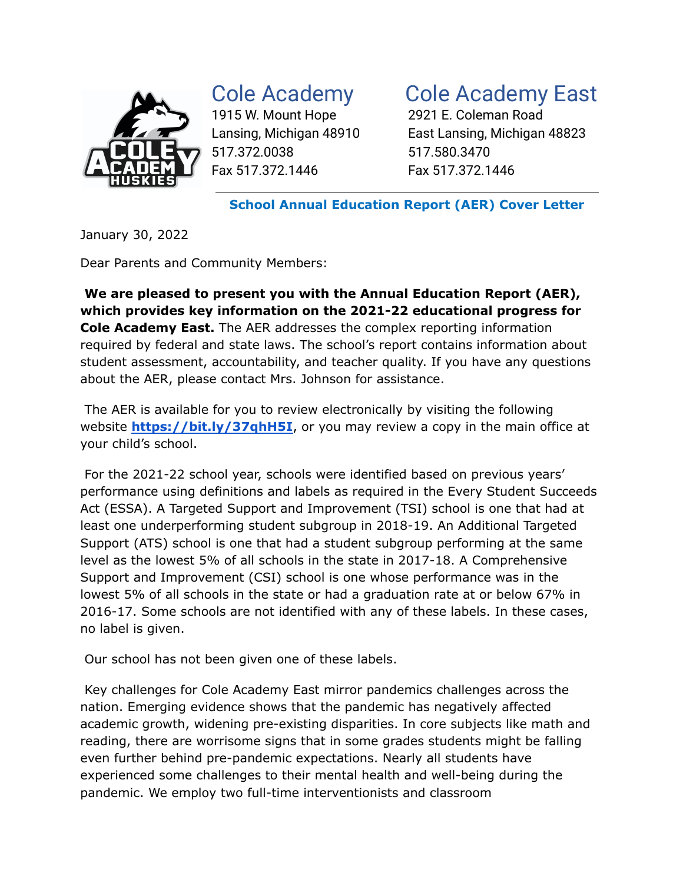## Cole Academy

1915 W. Mount Hope
Lansing, Michigan 48910
517.372.0038
Fax 517.372.1446

## Cole Academy East

2921 E. Coleman Road
East Lansing, Michigan 48823
517.580.3470
Fax 517.372.1446

### School Annual Education Report (AER) Cover Letter

January 30, 2022

Dear Parents and Community Members:

**We are pleased to present you with the Annual Education Report (AER), which provides key information on the 2021-22 educational progress for Cole Academy East.** The AER addresses the complex reporting information required by federal and state laws. The school's report contains information about student assessment, accountability, and teacher quality. If you have any questions about the AER, please contact Mrs. Johnson for assistance.

The AER is available for you to review electronically by visiting the following website **https://bit.ly/37qhH5I**, or you may review a copy in the main office at your child's school.

For the 2021-22 school year, schools were identified based on previous years' performance using definitions and labels as required in the Every Student Succeeds Act (ESSA). A Targeted Support and Improvement (TSI) school is one that had at least one underperforming student subgroup in 2018-19. An Additional Targeted Support (ATS) school is one that had a student subgroup performing at the same level as the lowest 5% of all schools in the state in 2017-18. A Comprehensive Support and Improvement (CSI) school is one whose performance was in the lowest 5% of all schools in the state or had a graduation rate at or below 67% in 2016-17. Some schools are not identified with any of these labels. In these cases, no label is given.

Our school has not been given one of these labels.

Key challenges for Cole Academy East mirror pandemics challenges across the nation. Emerging evidence shows that the pandemic has negatively affected academic growth, widening pre-existing disparities. In core subjects like math and reading, there are worrisome signs that in some grades students might be falling even further behind pre-pandemic expectations. Nearly all students have experienced some challenges to their mental health and well-being during the pandemic. We employ two full-time interventionists and classroom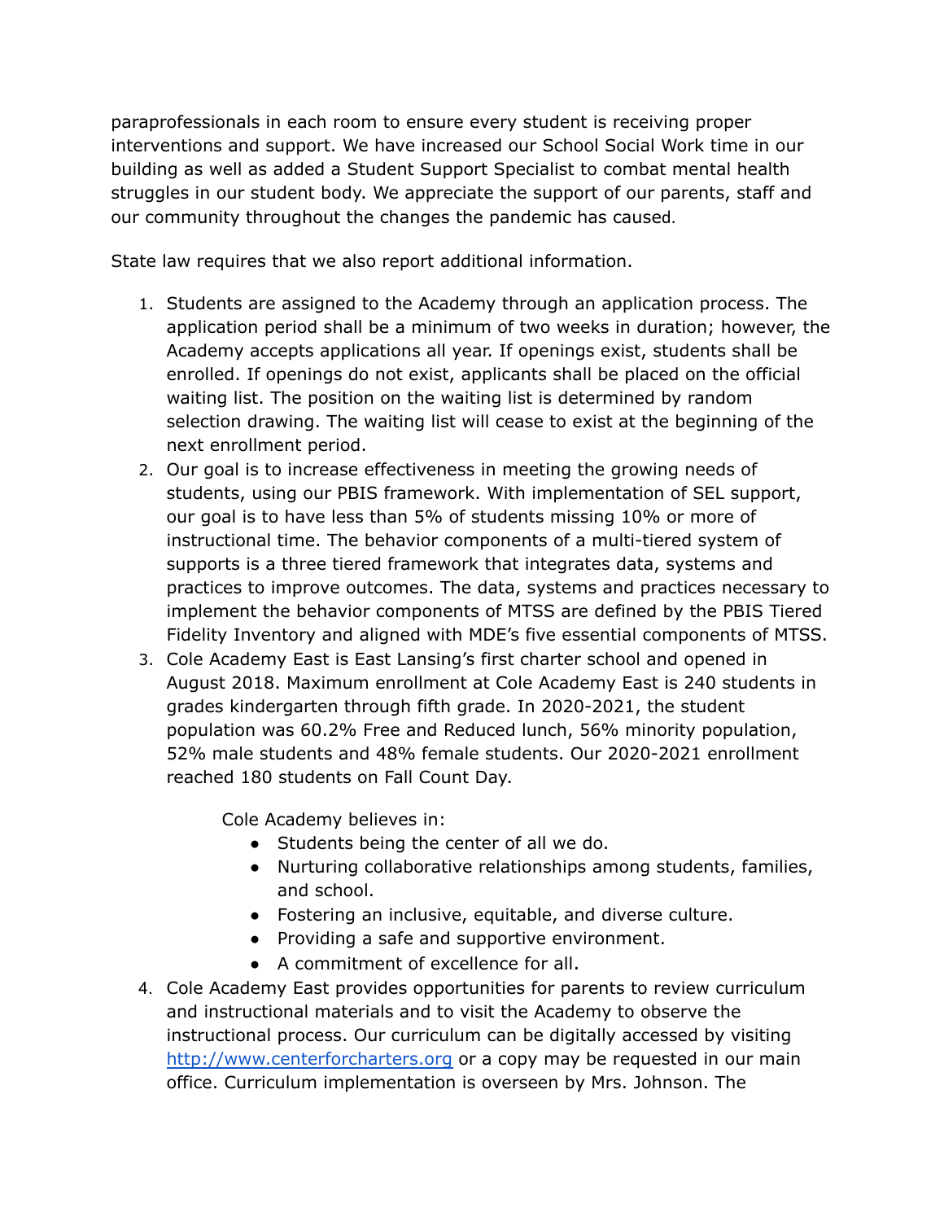paraprofessionals in each room to ensure every student is receiving proper interventions and support. We have increased our School Social Work time in our building as well as added a Student Support Specialist to combat mental health struggles in our student body. We appreciate the support of our parents, staff and our community throughout the changes the pandemic has caused.

State law requires that we also report additional information.

1. Students are assigned to the Academy through an application process. The application period shall be a minimum of two weeks in duration; however, the Academy accepts applications all year. If openings exist, students shall be enrolled. If openings do not exist, applicants shall be placed on the official waiting list. The position on the waiting list is determined by random selection drawing. The waiting list will cease to exist at the beginning of the next enrollment period.
2. Our goal is to increase effectiveness in meeting the growing needs of students, using our PBIS framework. With implementation of SEL support, our goal is to have less than 5% of students missing 10% or more of instructional time. The behavior components of a multi-tiered system of supports is a three tiered framework that integrates data, systems and practices to improve outcomes. The data, systems and practices necessary to implement the behavior components of MTSS are defined by the PBIS Tiered Fidelity Inventory and aligned with MDE's five essential components of MTSS.
3. Cole Academy East is East Lansing's first charter school and opened in August 2018. Maximum enrollment at Cole Academy East is 240 students in grades kindergarten through fifth grade. In 2020-2021, the student population was 60.2% Free and Reduced lunch, 56% minority population, 52% male students and 48% female students. Our 2020-2021 enrollment reached 180 students on Fall Count Day.

   Cole Academy believes in:
   - Students being the center of all we do.
   - Nurturing collaborative relationships among students, families, and school.
   - Fostering an inclusive, equitable, and diverse culture.
   - Providing a safe and supportive environment.
   - A commitment of excellence for all.
4. Cole Academy East provides opportunities for parents to review curriculum and instructional materials and to visit the Academy to observe the instructional process. Our curriculum can be digitally accessed by visiting [http://www.centerforcharters.org](http://www.centerforcharters.org) or a copy may be requested in our main office. Curriculum implementation is overseen by Mrs. Johnson. The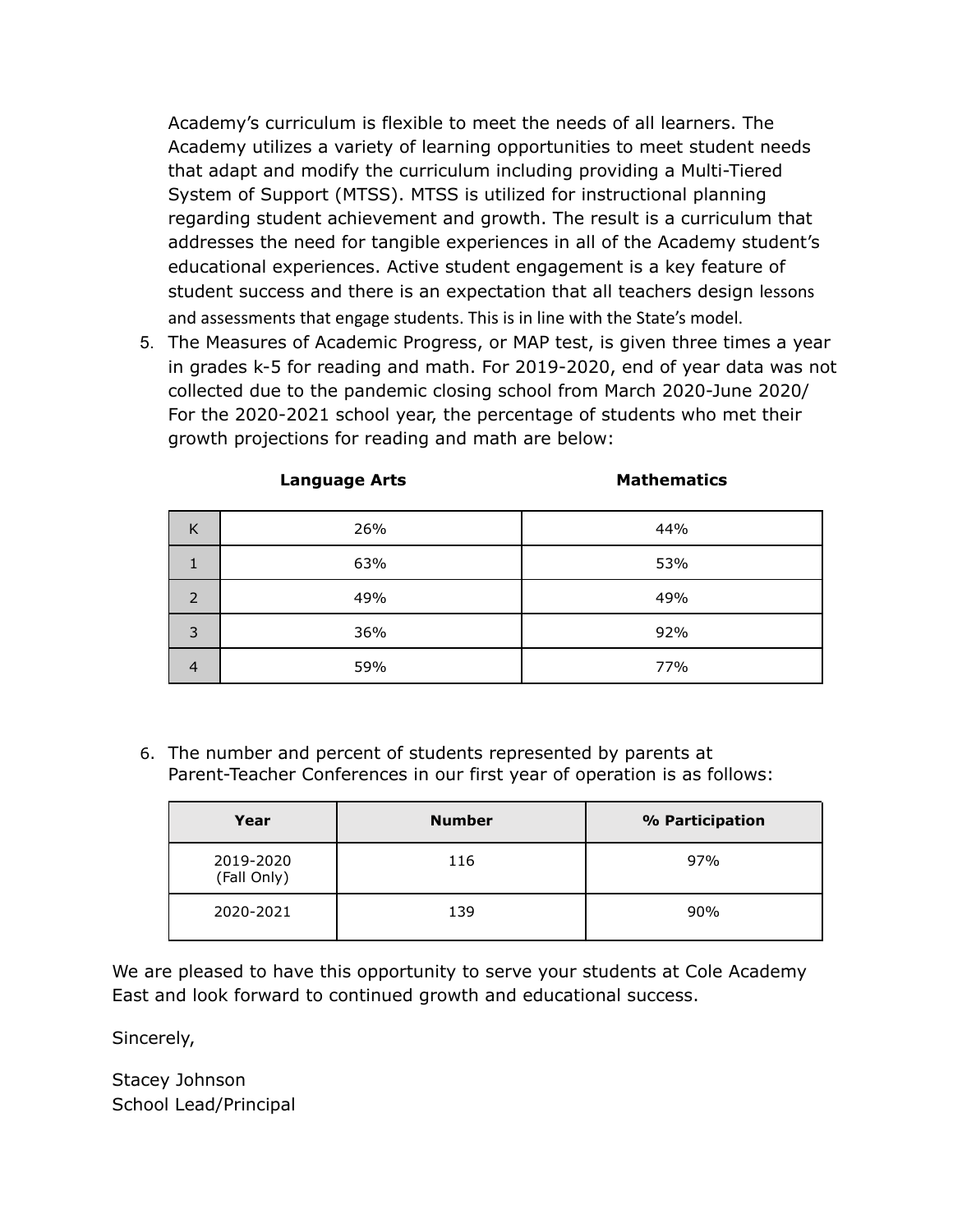Academy's curriculum is flexible to meet the needs of all learners. The Academy utilizes a variety of learning opportunities to meet student needs that adapt and modify the curriculum including providing a Multi-Tiered System of Support (MTSS). MTSS is utilized for instructional planning regarding student achievement and growth. The result is a curriculum that addresses the need for tangible experiences in all of the Academy student's educational experiences. Active student engagement is a key feature of student success and there is an expectation that all teachers design lessons and assessments that engage students. This is in line with the State's model.

5. The Measures of Academic Progress, or MAP test, is given three times a year in grades k-5 for reading and math. For 2019-2020, end of year data was not collected due to the pandemic closing school from March 2020-June 2020/ For the 2020-2021 school year, the percentage of students who met their growth projections for reading and math are below:

| | **Language Arts** | **Mathematics** |
|---|---|---|
| K | 26% | 44% |
| 1 | 63% | 53% |
| 2 | 49% | 49% |
| 3 | 36% | 92% |
| 4 | 59% | 77% |

6. The number and percent of students represented by parents at Parent-Teacher Conferences in our first year of operation is as follows:

| **Year** | **Number** | **% Participation** |
|---|---|---|
| 2019-2020 (Fall Only) | 116 | 97% |
| 2020-2021 | 139 | 90% |

We are pleased to have this opportunity to serve your students at Cole Academy East and look forward to continued growth and educational success.

Sincerely,

Stacey Johnson
School Lead/Principal